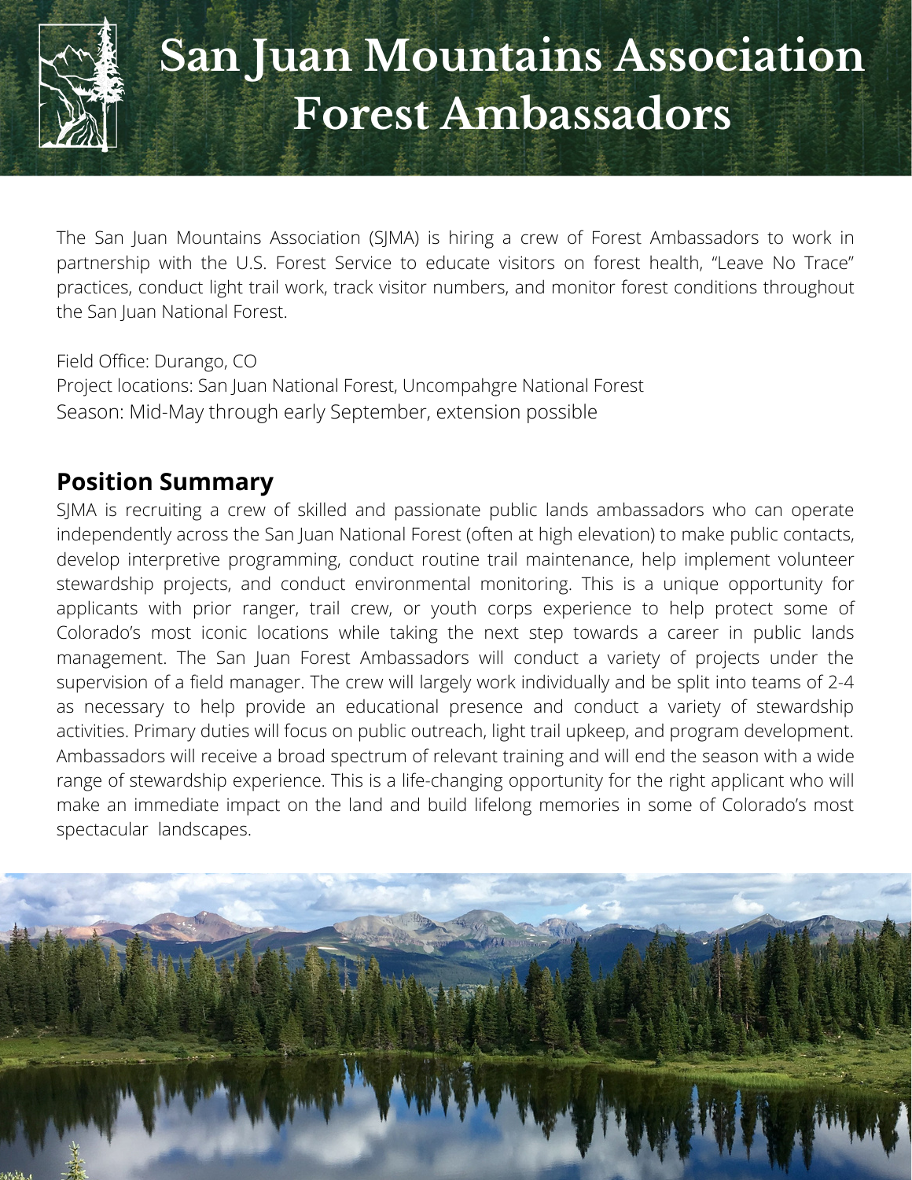# San Juan Mountains Association Forest Ambassadors

The San Juan Mountains Association (SJMA) is hiring a crew of Forest Ambassadors to work in partnership with the U.S. Forest Service to educate visitors on forest health, "Leave No Trace" practices, conduct light trail work, track visitor numbers, and monitor forest conditions throughout the San Juan National Forest.

Field Office: Durango, CO
Project locations: San Juan National Forest, Uncompahgre National Forest
Season: Mid-May through early September, extension possible

## Position Summary

SJMA is recruiting a crew of skilled and passionate public lands ambassadors who can operate independently across the San Juan National Forest (often at high elevation) to make public contacts, develop interpretive programming, conduct routine trail maintenance, help implement volunteer stewardship projects, and conduct environmental monitoring. This is a unique opportunity for applicants with prior ranger, trail crew, or youth corps experience to help protect some of Colorado's most iconic locations while taking the next step towards a career in public lands management. The San Juan Forest Ambassadors will conduct a variety of projects under the supervision of a field manager. The crew will largely work individually and be split into teams of 2-4 as necessary to help provide an educational presence and conduct a variety of stewardship activities. Primary duties will focus on public outreach, light trail upkeep, and program development. Ambassadors will receive a broad spectrum of relevant training and will end the season with a wide range of stewardship experience. This is a life-changing opportunity for the right applicant who will make an immediate impact on the land and build lifelong memories in some of Colorado's most spectacular landscapes.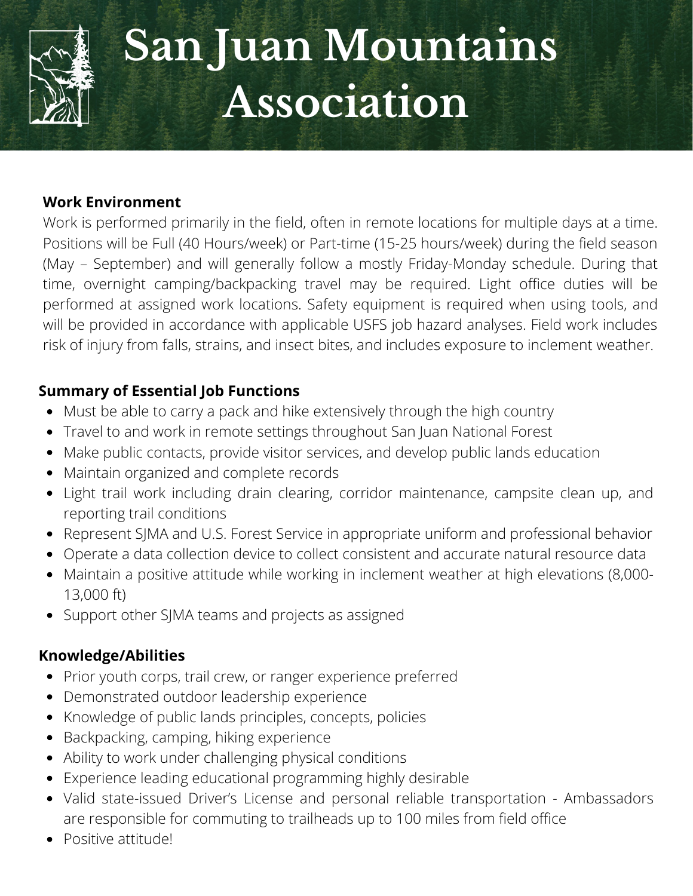# San Juan Mountains Association

**Work Environment**

Work is performed primarily in the field, often in remote locations for multiple days at a time. Positions will be Full (40 Hours/week) or Part-time (15-25 hours/week) during the field season (May – September) and will generally follow a mostly Friday-Monday schedule. During that time, overnight camping/backpacking travel may be required. Light office duties will be performed at assigned work locations. Safety equipment is required when using tools, and will be provided in accordance with applicable USFS job hazard analyses. Field work includes risk of injury from falls, strains, and insect bites, and includes exposure to inclement weather.

**Summary of Essential Job Functions**

- Must be able to carry a pack and hike extensively through the high country
- Travel to and work in remote settings throughout San Juan National Forest
- Make public contacts, provide visitor services, and develop public lands education
- Maintain organized and complete records
- Light trail work including drain clearing, corridor maintenance, campsite clean up, and reporting trail conditions
- Represent SJMA and U.S. Forest Service in appropriate uniform and professional behavior
- Operate a data collection device to collect consistent and accurate natural resource data
- Maintain a positive attitude while working in inclement weather at high elevations (8,000-13,000 ft)
- Support other SJMA teams and projects as assigned

**Knowledge/Abilities**

- Prior youth corps, trail crew, or ranger experience preferred
- Demonstrated outdoor leadership experience
- Knowledge of public lands principles, concepts, policies
- Backpacking, camping, hiking experience
- Ability to work under challenging physical conditions
- Experience leading educational programming highly desirable
- Valid state-issued Driver's License and personal reliable transportation - Ambassadors are responsible for commuting to trailheads up to 100 miles from field office
- Positive attitude!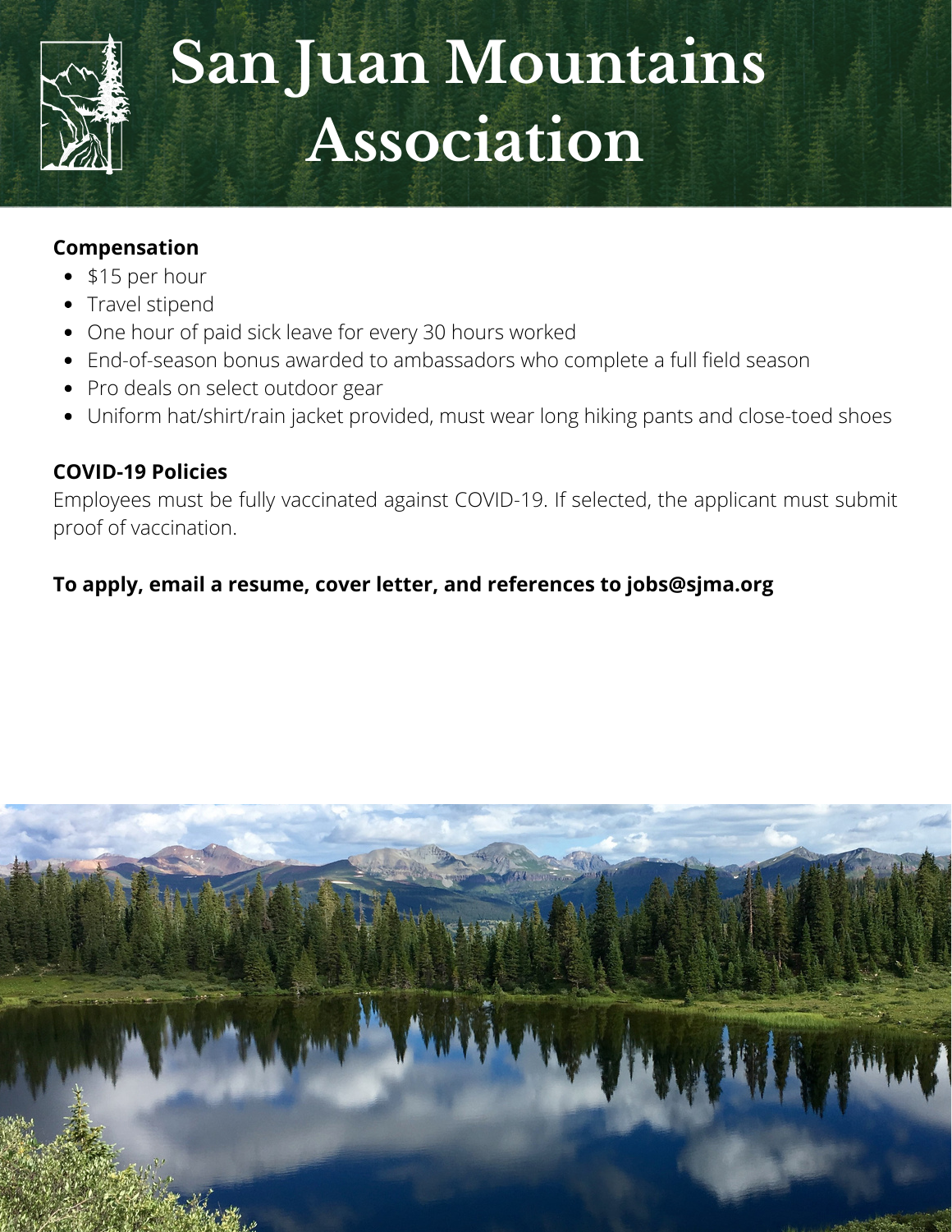# San Juan Mountains Association

**Compensation**

- $15 per hour
- Travel stipend
- One hour of paid sick leave for every 30 hours worked
- End-of-season bonus awarded to ambassadors who complete a full field season
- Pro deals on select outdoor gear
- Uniform hat/shirt/rain jacket provided, must wear long hiking pants and close-toed shoes

**COVID-19 Policies**

Employees must be fully vaccinated against COVID-19. If selected, the applicant must submit proof of vaccination.

**To apply, email a resume, cover letter, and references to jobs@sjma.org**